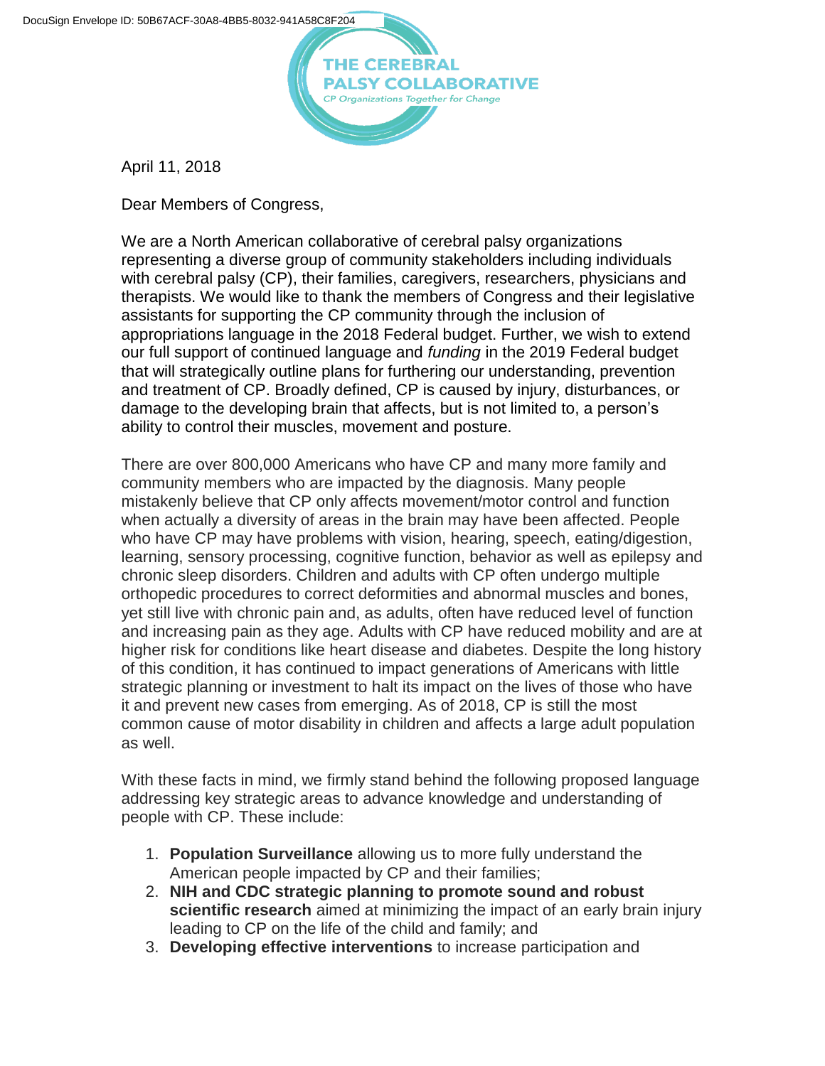DocuSign Envelope ID: 50B67ACF-30A8-4BB5-8032-941A58C8F204

THE CEREBRAL PALSY COLLABORATIVE
*CP Organizations Together for Change*

April 11, 2018

Dear Members of Congress,

We are a North American collaborative of cerebral palsy organizations representing a diverse group of community stakeholders including individuals with cerebral palsy (CP), their families, caregivers, researchers, physicians and therapists. We would like to thank the members of Congress and their legislative assistants for supporting the CP community through the inclusion of appropriations language in the 2018 Federal budget. Further, we wish to extend our full support of continued language and *funding* in the 2019 Federal budget that will strategically outline plans for furthering our understanding, prevention and treatment of CP. Broadly defined, CP is caused by injury, disturbances, or damage to the developing brain that affects, but is not limited to, a person's ability to control their muscles, movement and posture.

There are over 800,000 Americans who have CP and many more family and community members who are impacted by the diagnosis. Many people mistakenly believe that CP only affects movement/motor control and function when actually a diversity of areas in the brain may have been affected. People who have CP may have problems with vision, hearing, speech, eating/digestion, learning, sensory processing, cognitive function, behavior as well as epilepsy and chronic sleep disorders. Children and adults with CP often undergo multiple orthopedic procedures to correct deformities and abnormal muscles and bones, yet still live with chronic pain and, as adults, often have reduced level of function and increasing pain as they age. Adults with CP have reduced mobility and are at higher risk for conditions like heart disease and diabetes. Despite the long history of this condition, it has continued to impact generations of Americans with little strategic planning or investment to halt its impact on the lives of those who have it and prevent new cases from emerging. As of 2018, CP is still the most common cause of motor disability in children and affects a large adult population as well.

With these facts in mind, we firmly stand behind the following proposed language addressing key strategic areas to advance knowledge and understanding of people with CP. These include:

1. **Population Surveillance** allowing us to more fully understand the American people impacted by CP and their families;
2. **NIH and CDC strategic planning to promote sound and robust scientific research** aimed at minimizing the impact of an early brain injury leading to CP on the life of the child and family; and
3. **Developing effective interventions** to increase participation and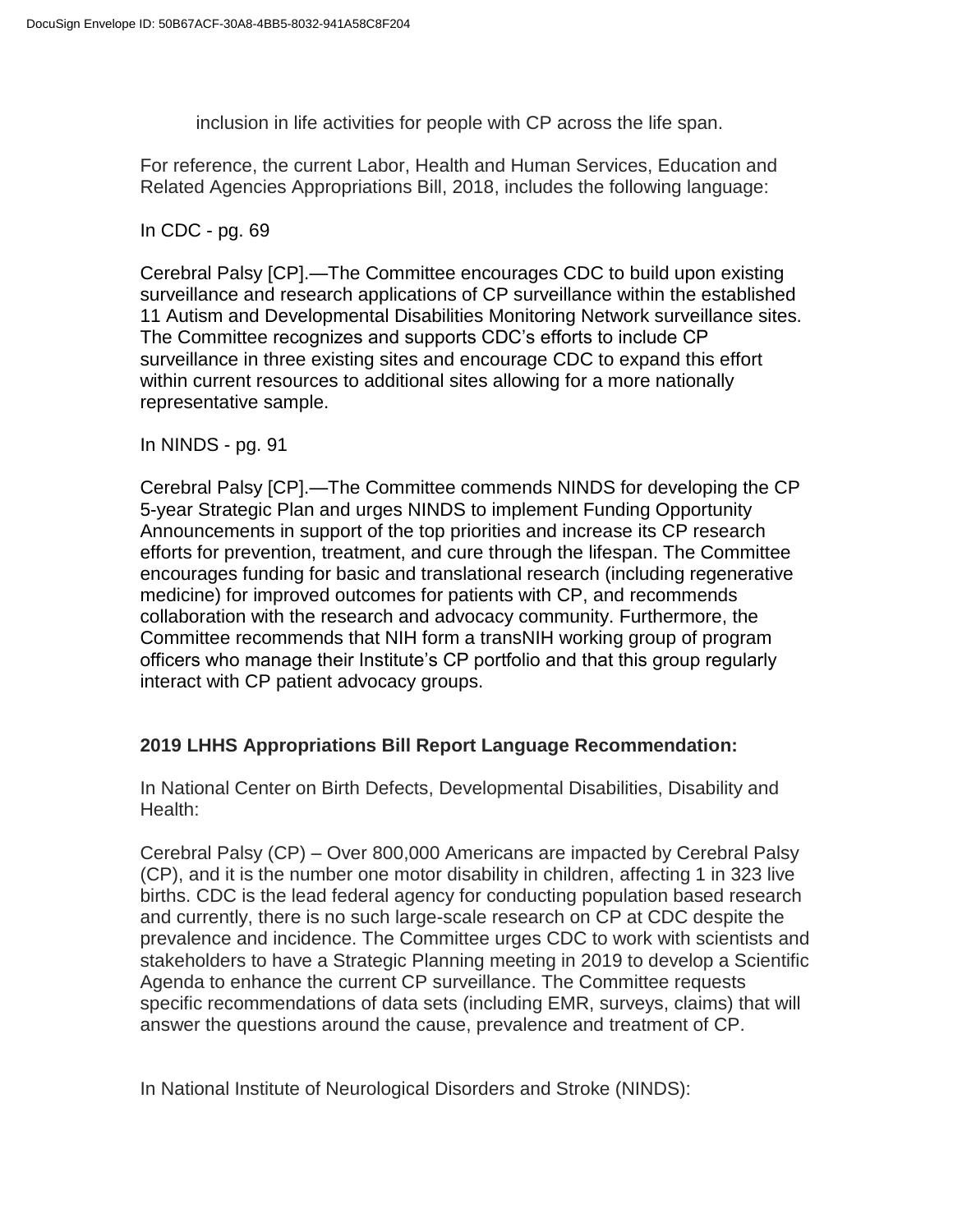inclusion in life activities for people with CP across the life span.

For reference, the current Labor, Health and Human Services, Education and Related Agencies Appropriations Bill, 2018, includes the following language:

In CDC - pg. 69

Cerebral Palsy [CP].—The Committee encourages CDC to build upon existing surveillance and research applications of CP surveillance within the established 11 Autism and Developmental Disabilities Monitoring Network surveillance sites. The Committee recognizes and supports CDC's efforts to include CP surveillance in three existing sites and encourage CDC to expand this effort within current resources to additional sites allowing for a more nationally representative sample.

In NINDS - pg. 91

Cerebral Palsy [CP].—The Committee commends NINDS for developing the CP 5-year Strategic Plan and urges NINDS to implement Funding Opportunity Announcements in support of the top priorities and increase its CP research efforts for prevention, treatment, and cure through the lifespan. The Committee encourages funding for basic and translational research (including regenerative medicine) for improved outcomes for patients with CP, and recommends collaboration with the research and advocacy community. Furthermore, the Committee recommends that NIH form a transNIH working group of program officers who manage their Institute's CP portfolio and that this group regularly interact with CP patient advocacy groups.

**2019 LHHS Appropriations Bill Report Language Recommendation:**

In National Center on Birth Defects, Developmental Disabilities, Disability and Health:

Cerebral Palsy (CP) – Over 800,000 Americans are impacted by Cerebral Palsy (CP), and it is the number one motor disability in children, affecting 1 in 323 live births. CDC is the lead federal agency for conducting population based research and currently, there is no such large-scale research on CP at CDC despite the prevalence and incidence. The Committee urges CDC to work with scientists and stakeholders to have a Strategic Planning meeting in 2019 to develop a Scientific Agenda to enhance the current CP surveillance. The Committee requests specific recommendations of data sets (including EMR, surveys, claims) that will answer the questions around the cause, prevalence and treatment of CP.

In National Institute of Neurological Disorders and Stroke (NINDS):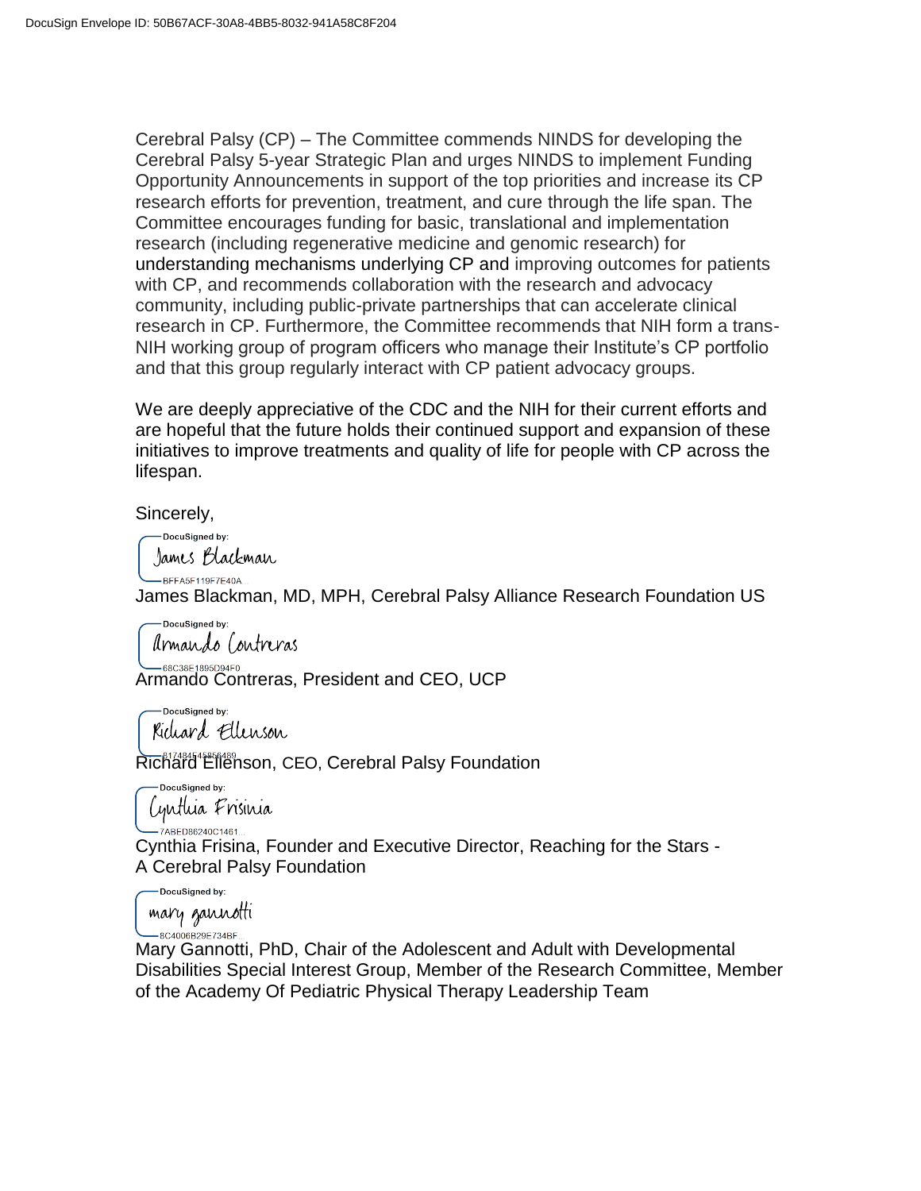Cerebral Palsy (CP) – The Committee commends NINDS for developing the Cerebral Palsy 5-year Strategic Plan and urges NINDS to implement Funding Opportunity Announcements in support of the top priorities and increase its CP research efforts for prevention, treatment, and cure through the life span. The Committee encourages funding for basic, translational and implementation research (including regenerative medicine and genomic research) for understanding mechanisms underlying CP and improving outcomes for patients with CP, and recommends collaboration with the research and advocacy community, including public-private partnerships that can accelerate clinical research in CP. Furthermore, the Committee recommends that NIH form a trans-NIH working group of program officers who manage their Institute's CP portfolio and that this group regularly interact with CP patient advocacy groups.

We are deeply appreciative of the CDC and the NIH for their current efforts and are hopeful that the future holds their continued support and expansion of these initiatives to improve treatments and quality of life for people with CP across the lifespan.

Sincerely,

DocuSigned by:
James Blackman
BFFA5F119F7E40A...

James Blackman, MD, MPH, Cerebral Palsy Alliance Research Foundation US

DocuSigned by:
Armando Contreras
68C38E1895D94F0...

Armando Contreras, President and CEO, UCP

DocuSigned by:
Richard Ellenson
817484545856489...

Richard Ellenson, CEO, Cerebral Palsy Foundation

DocuSigned by:
Cynthia Frisinia
7ABED86240C1461...

Cynthia Frisina, Founder and Executive Director, Reaching for the Stars - A Cerebral Palsy Foundation

DocuSigned by:
mary gannotti
8C4006B29E734BF...

Mary Gannotti, PhD, Chair of the Adolescent and Adult with Developmental Disabilities Special Interest Group, Member of the Research Committee, Member of the Academy Of Pediatric Physical Therapy Leadership Team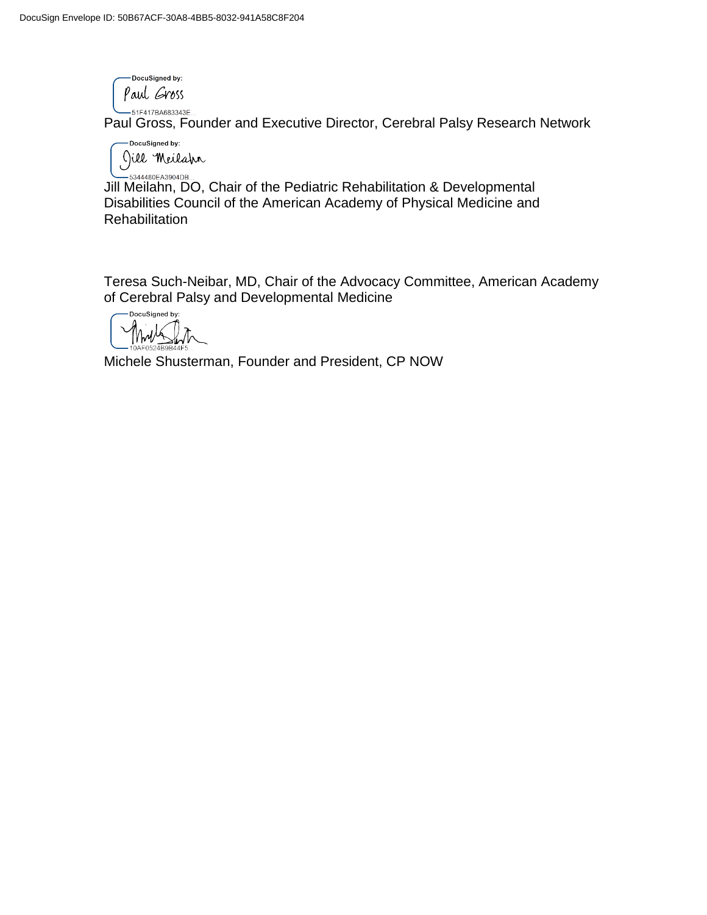Paul Gross, Founder and Executive Director, Cerebral Palsy Research Network

Jill Meilahn, DO, Chair of the Pediatric Rehabilitation & Developmental Disabilities Council of the American Academy of Physical Medicine and Rehabilitation

Teresa Such-Neibar, MD, Chair of the Advocacy Committee, American Academy of Cerebral Palsy and Developmental Medicine

Michele Shusterman, Founder and President, CP NOW